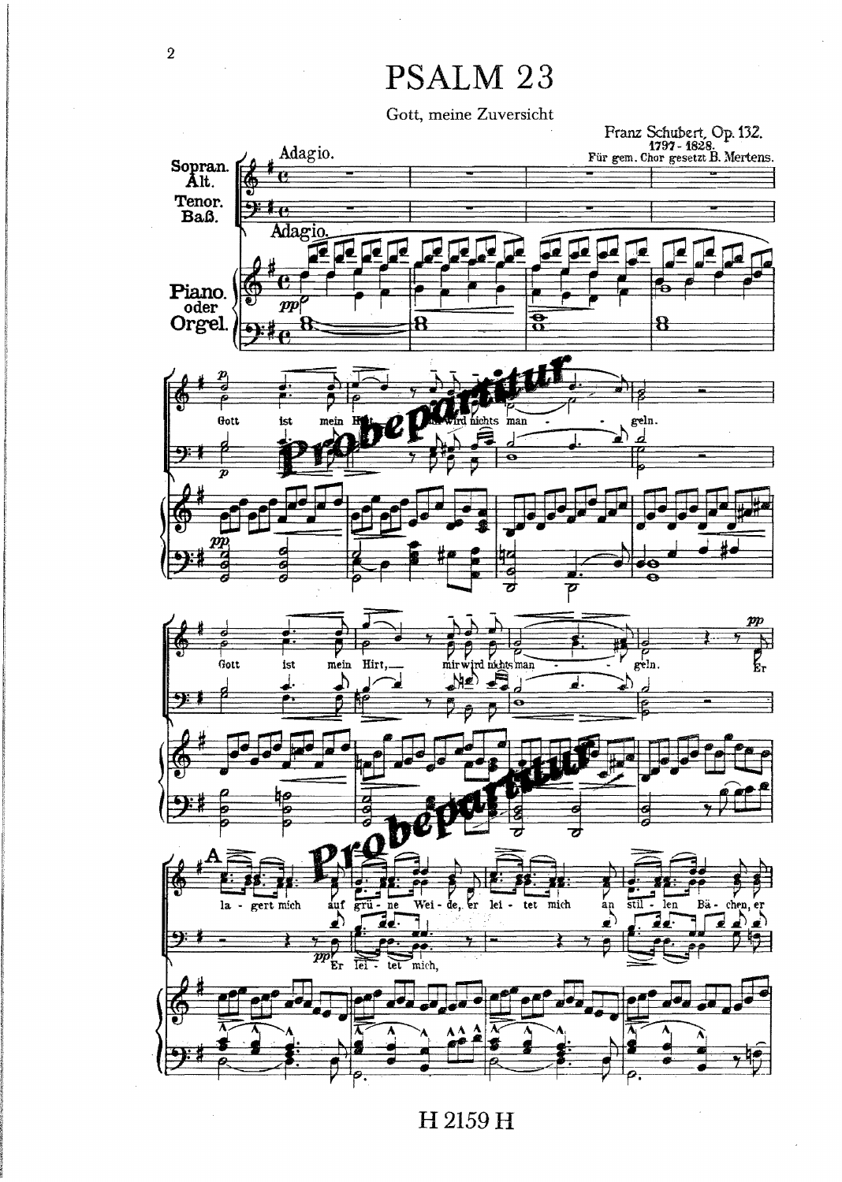# PSALM 23

Gott, meine Zuversicht

Franz Schubert, Op. 132.
1797 - 1828.
Für gem. Chor gesetzt B. Mertens.

H 2159 H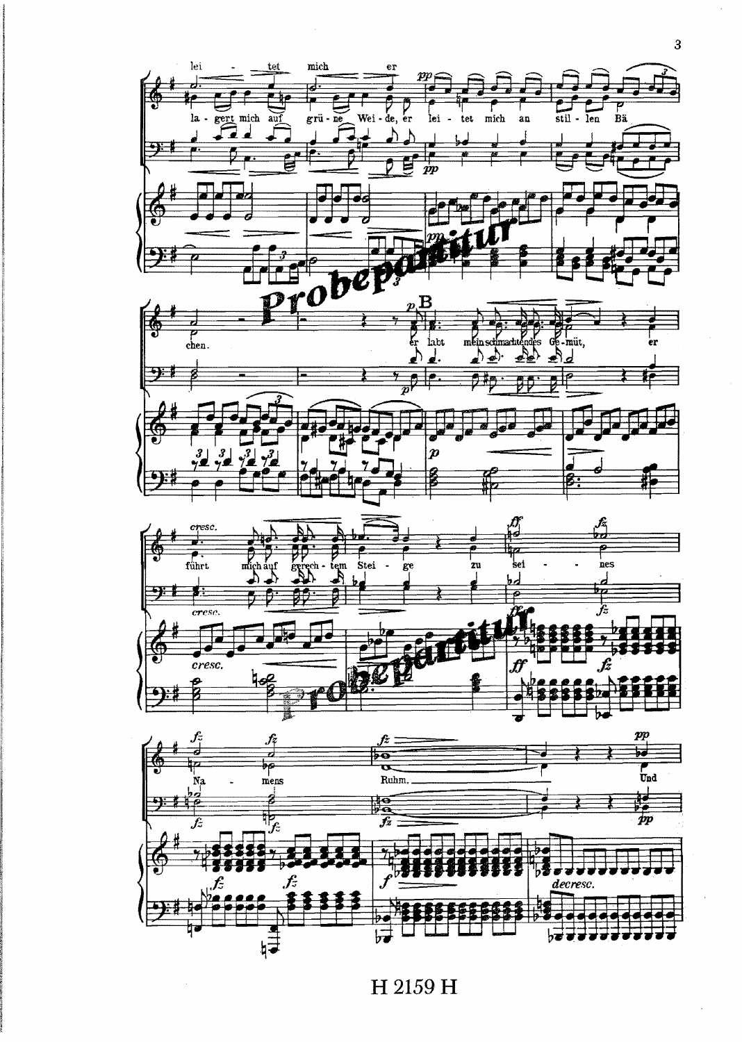lei - tet mich er

la - gert mich auf grü - ne Wei - de, er lei - tet mich an stil - len Bä - chen.

B

er labt mein schmachtendes Ge - müt, er führt mich auf gerech - tem Stei - ge zu sei - nes Na - mens Ruhm.

Und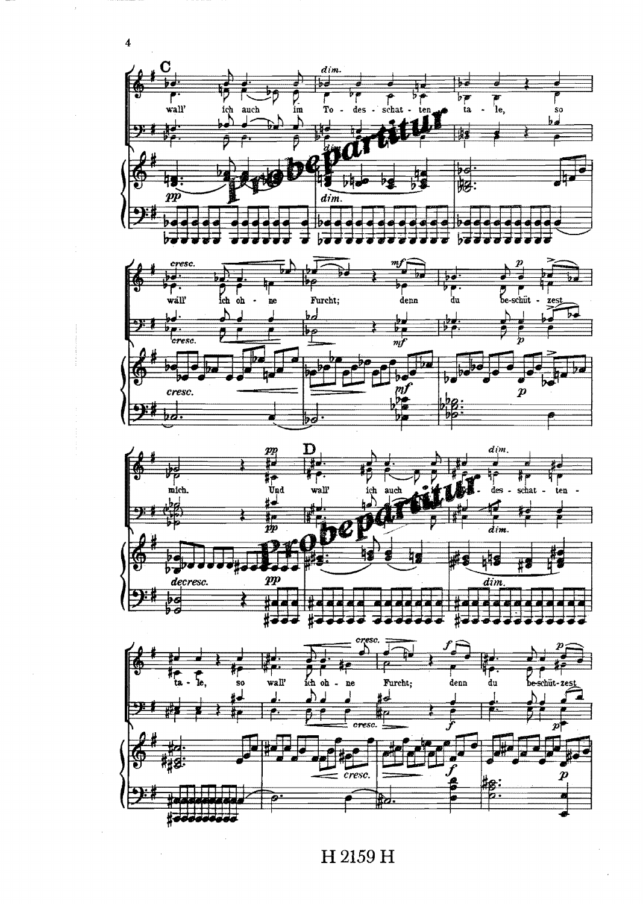**C**

wall' ich auch im To - des - schat - ten - ta - le, so wall' ich oh - ne Furcht; denn du be-schüt - zest mich.

Und

**D**

wall' ich auch im To - des - schat - ten - ta - le, so wall' ich oh - ne Furcht; denn du be-schüt-zest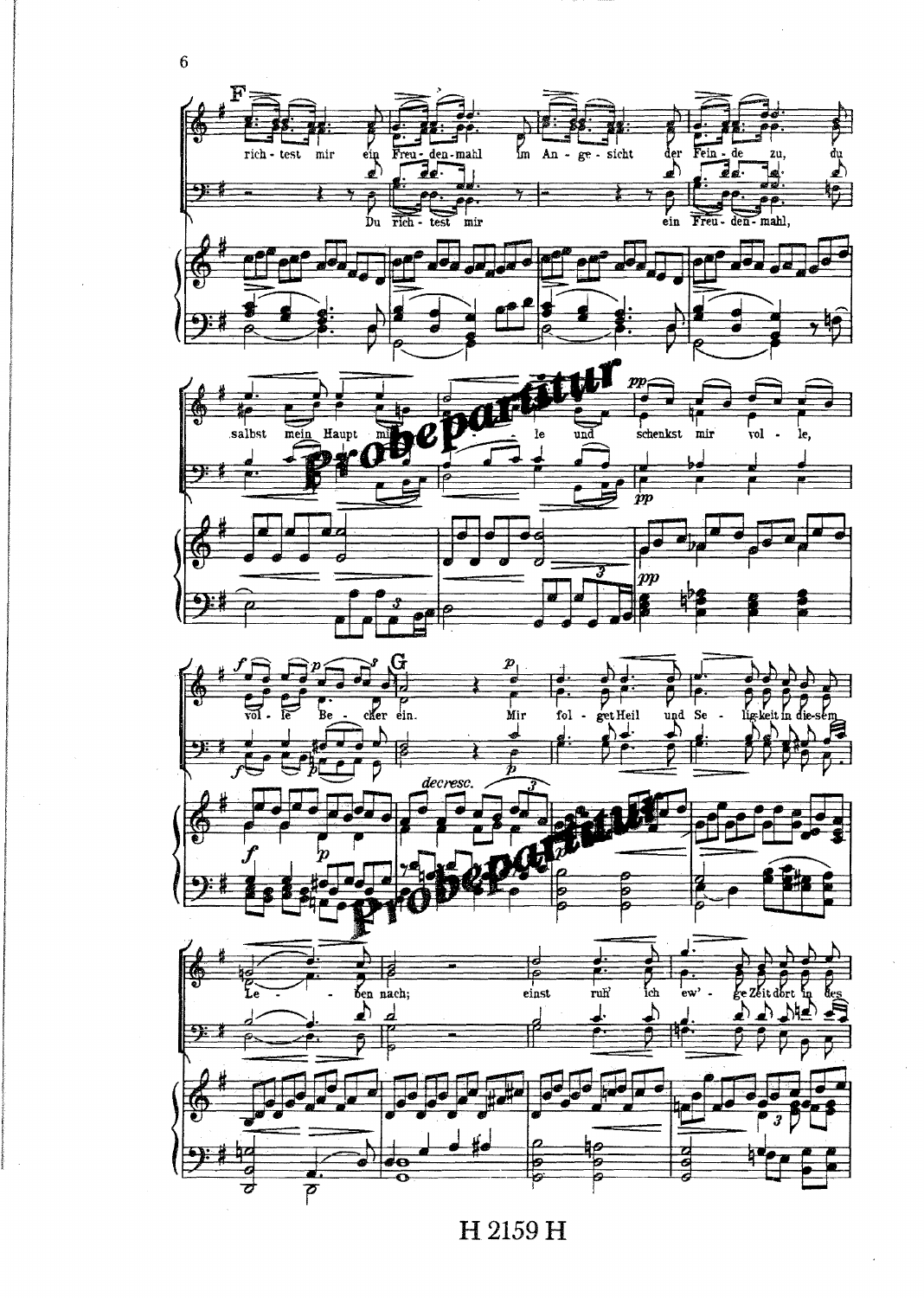**F**

rich - test mir ein Freu - den - mahl im An - ge - sicht der Fein - de zu, du

Du rich - test mir ein Freu - den - mahl,

salbst mein Haupt mit Öle und schenkst mir vol - le,

vol - le Be - cher ein.

**G**

Mir fol - get Heil und Se - lig-keit in die-sem Le - ben nach; einst ruh' ich ew' - ge Zeit dort in des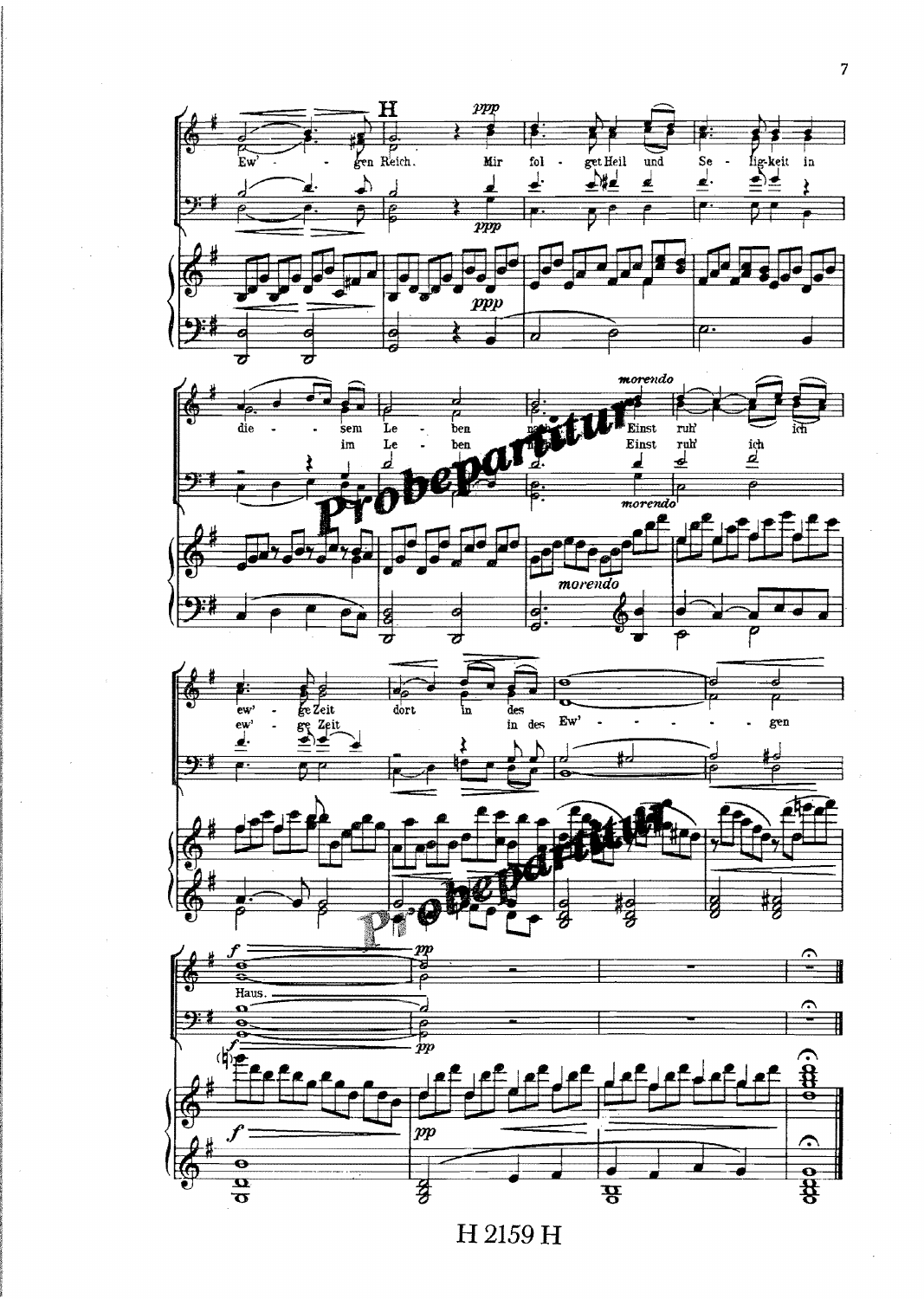**H**

*ppp*

Ew' - gen Reich. Mir fol - get Heil und Se - lig-keit in

die - sem Le - ben nach ... Einst ruh' ich

im Le - ben ... Einst ruh' ich

*morendo*

ew' - ge Zeit dort in des Ew' - gen

ew' - ge Zeit in des Ew' - gen

*f* *pp*

Haus.

H 2159 H